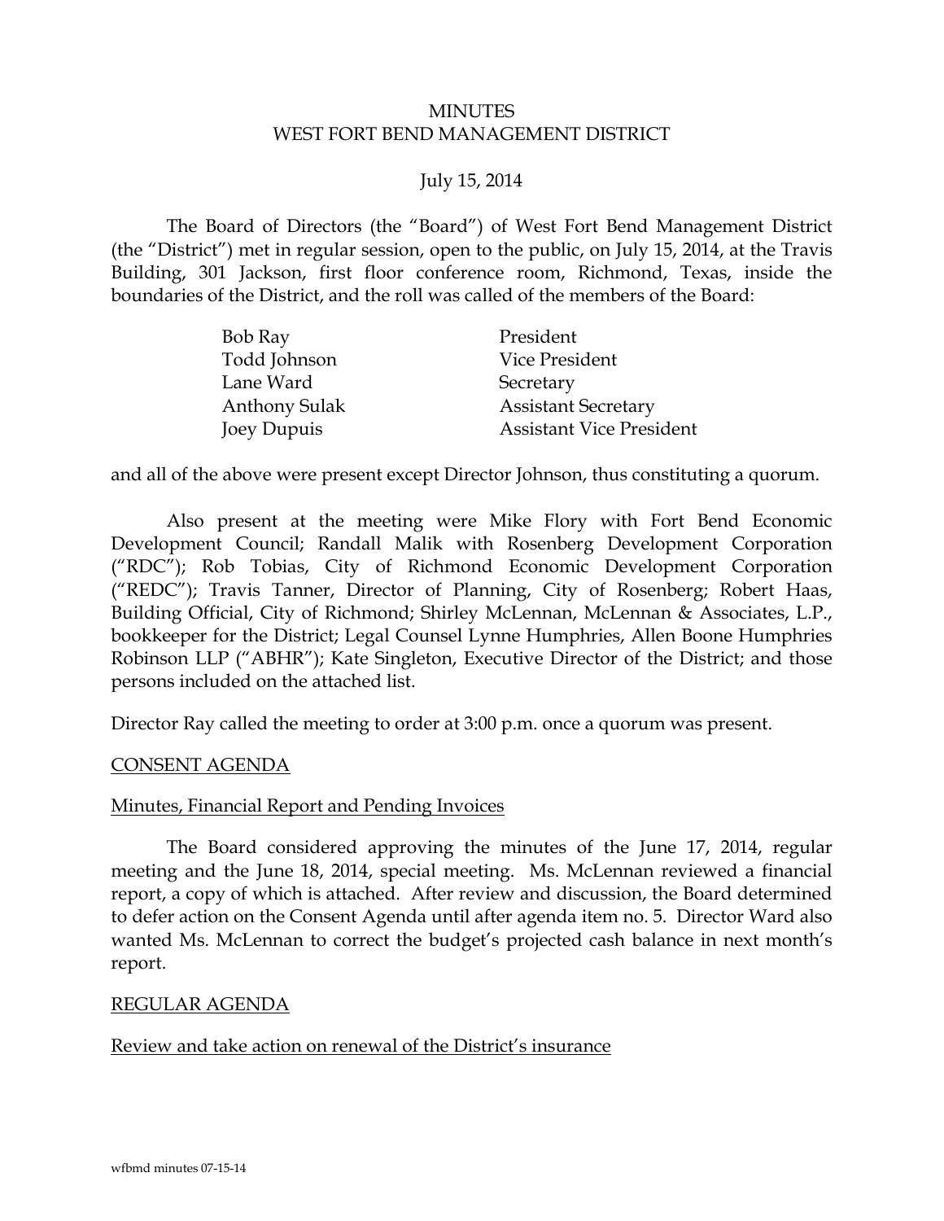# MINUTES
# WEST FORT BEND MANAGEMENT DISTRICT

July 15, 2014

The Board of Directors (the "Board") of West Fort Bend Management District (the "District") met in regular session, open to the public, on July 15, 2014, at the Travis Building, 301 Jackson, first floor conference room, Richmond, Texas, inside the boundaries of the District, and the roll was called of the members of the Board:

| | |
|---|---|
| Bob Ray | President |
| Todd Johnson | Vice President |
| Lane Ward | Secretary |
| Anthony Sulak | Assistant Secretary |
| Joey Dupuis | Assistant Vice President |

and all of the above were present except Director Johnson, thus constituting a quorum.

Also present at the meeting were Mike Flory with Fort Bend Economic Development Council; Randall Malik with Rosenberg Development Corporation ("RDC"); Rob Tobias, City of Richmond Economic Development Corporation ("REDC"); Travis Tanner, Director of Planning, City of Rosenberg; Robert Haas, Building Official, City of Richmond; Shirley McLennan, McLennan & Associates, L.P., bookkeeper for the District; Legal Counsel Lynne Humphries, Allen Boone Humphries Robinson LLP ("ABHR"); Kate Singleton, Executive Director of the District; and those persons included on the attached list.

Director Ray called the meeting to order at 3:00 p.m. once a quorum was present.

## CONSENT AGENDA

### Minutes, Financial Report and Pending Invoices

The Board considered approving the minutes of the June 17, 2014, regular meeting and the June 18, 2014, special meeting. Ms. McLennan reviewed a financial report, a copy of which is attached. After review and discussion, the Board determined to defer action on the Consent Agenda until after agenda item no. 5. Director Ward also wanted Ms. McLennan to correct the budget's projected cash balance in next month's report.

## REGULAR AGENDA

### Review and take action on renewal of the District's insurance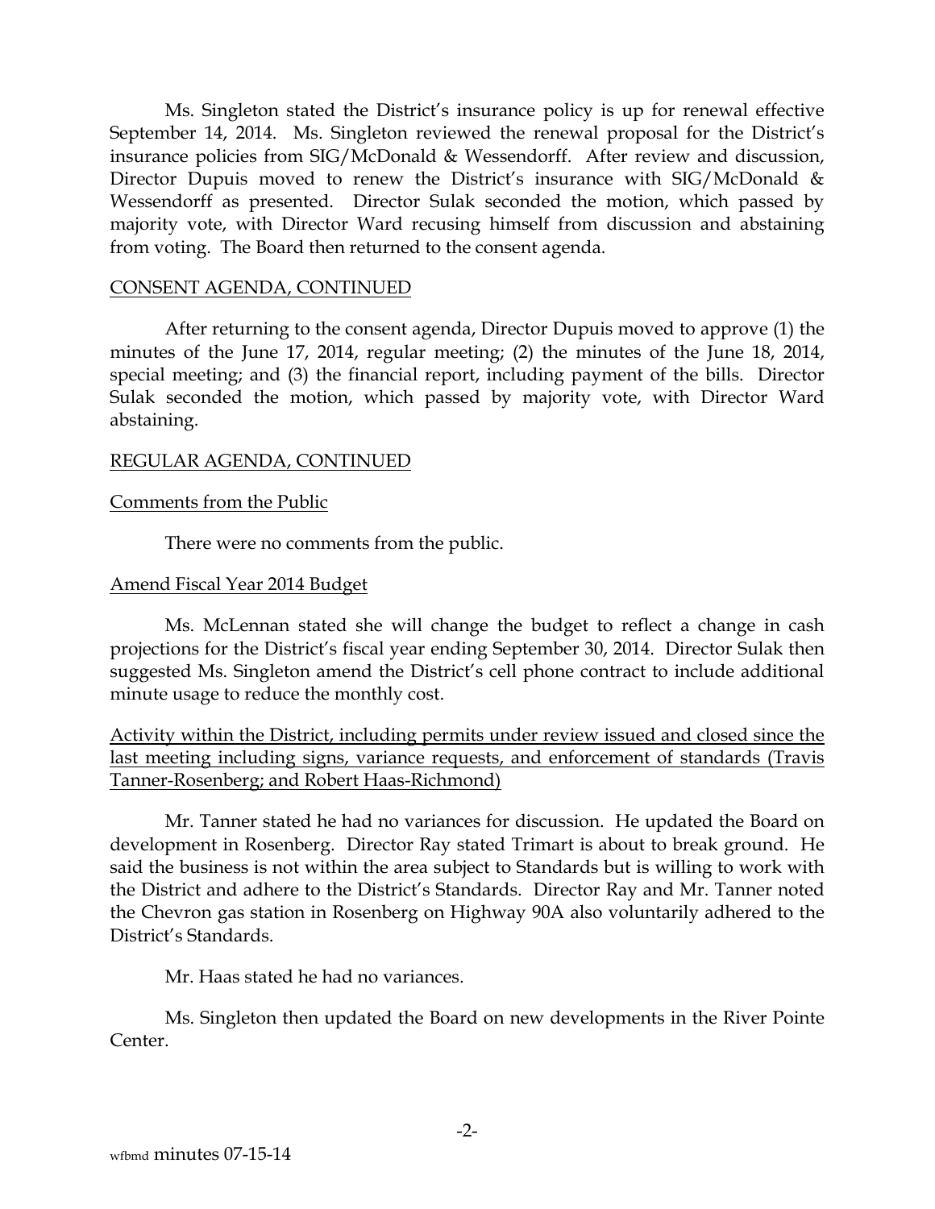Ms. Singleton stated the District's insurance policy is up for renewal effective September 14, 2014. Ms. Singleton reviewed the renewal proposal for the District's insurance policies from SIG/McDonald & Wessendorff. After review and discussion, Director Dupuis moved to renew the District's insurance with SIG/McDonald & Wessendorff as presented. Director Sulak seconded the motion, which passed by majority vote, with Director Ward recusing himself from discussion and abstaining from voting. The Board then returned to the consent agenda.

## CONSENT AGENDA, CONTINUED

After returning to the consent agenda, Director Dupuis moved to approve (1) the minutes of the June 17, 2014, regular meeting; (2) the minutes of the June 18, 2014, special meeting; and (3) the financial report, including payment of the bills. Director Sulak seconded the motion, which passed by majority vote, with Director Ward abstaining.

## REGULAR AGENDA, CONTINUED

### Comments from the Public

There were no comments from the public.

### Amend Fiscal Year 2014 Budget

Ms. McLennan stated she will change the budget to reflect a change in cash projections for the District's fiscal year ending September 30, 2014. Director Sulak then suggested Ms. Singleton amend the District's cell phone contract to include additional minute usage to reduce the monthly cost.

### Activity within the District, including permits under review issued and closed since the last meeting including signs, variance requests, and enforcement of standards (Travis Tanner-Rosenberg; and Robert Haas-Richmond)

Mr. Tanner stated he had no variances for discussion. He updated the Board on development in Rosenberg. Director Ray stated Trimart is about to break ground. He said the business is not within the area subject to Standards but is willing to work with the District and adhere to the District's Standards. Director Ray and Mr. Tanner noted the Chevron gas station in Rosenberg on Highway 90A also voluntarily adhered to the District's Standards.

Mr. Haas stated he had no variances.

Ms. Singleton then updated the Board on new developments in the River Pointe Center.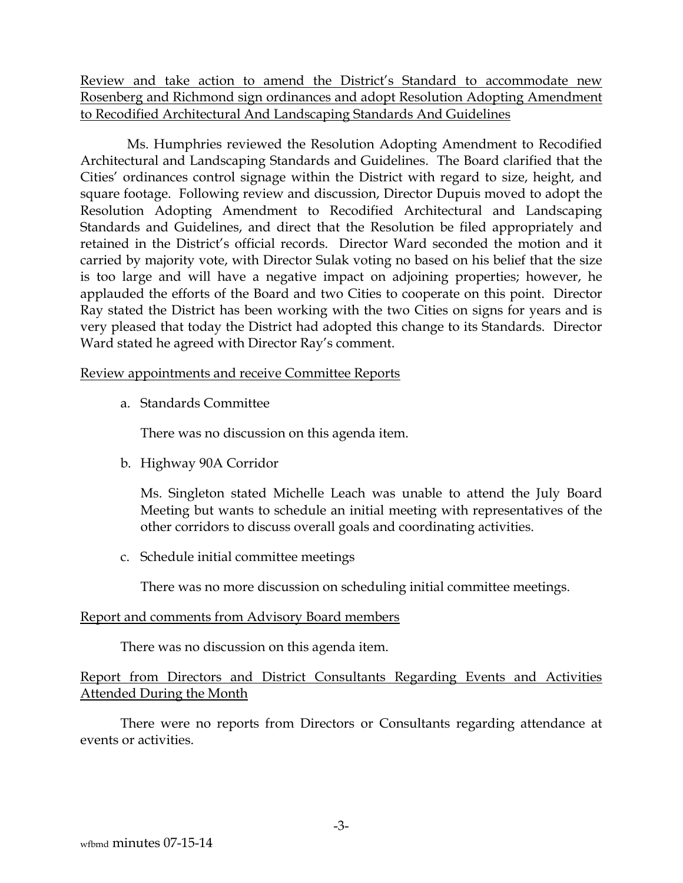Review and take action to amend the District's Standard to accommodate new Rosenberg and Richmond sign ordinances and adopt Resolution Adopting Amendment to Recodified Architectural And Landscaping Standards And Guidelines

Ms. Humphries reviewed the Resolution Adopting Amendment to Recodified Architectural and Landscaping Standards and Guidelines. The Board clarified that the Cities' ordinances control signage within the District with regard to size, height, and square footage. Following review and discussion, Director Dupuis moved to adopt the Resolution Adopting Amendment to Recodified Architectural and Landscaping Standards and Guidelines, and direct that the Resolution be filed appropriately and retained in the District's official records. Director Ward seconded the motion and it carried by majority vote, with Director Sulak voting no based on his belief that the size is too large and will have a negative impact on adjoining properties; however, he applauded the efforts of the Board and two Cities to cooperate on this point. Director Ray stated the District has been working with the two Cities on signs for years and is very pleased that today the District had adopted this change to its Standards. Director Ward stated he agreed with Director Ray's comment.

Review appointments and receive Committee Reports

a. Standards Committee

   There was no discussion on this agenda item.

b. Highway 90A Corridor

   Ms. Singleton stated Michelle Leach was unable to attend the July Board Meeting but wants to schedule an initial meeting with representatives of the other corridors to discuss overall goals and coordinating activities.

c. Schedule initial committee meetings

   There was no more discussion on scheduling initial committee meetings.

Report and comments from Advisory Board members

There was no discussion on this agenda item.

Report from Directors and District Consultants Regarding Events and Activities Attended During the Month

There were no reports from Directors or Consultants regarding attendance at events or activities.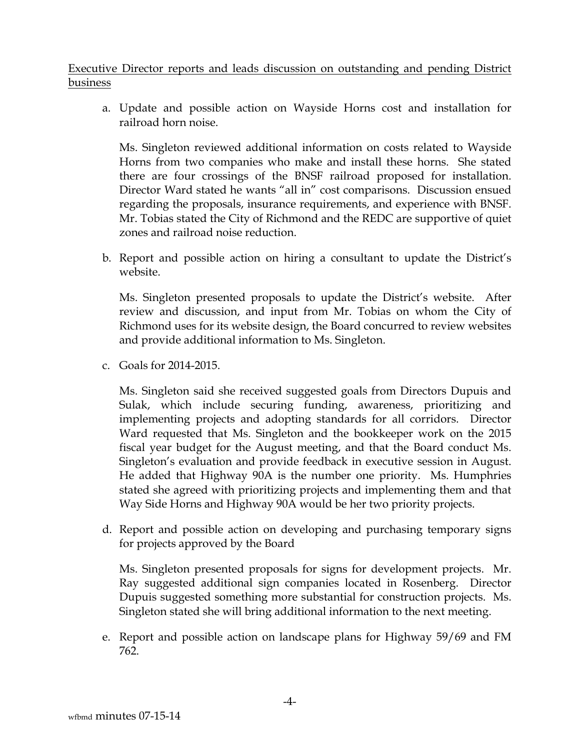Executive Director reports and leads discussion on outstanding and pending District business

a. Update and possible action on Wayside Horns cost and installation for railroad horn noise.

   Ms. Singleton reviewed additional information on costs related to Wayside Horns from two companies who make and install these horns. She stated there are four crossings of the BNSF railroad proposed for installation. Director Ward stated he wants "all in" cost comparisons. Discussion ensued regarding the proposals, insurance requirements, and experience with BNSF. Mr. Tobias stated the City of Richmond and the REDC are supportive of quiet zones and railroad noise reduction.

b. Report and possible action on hiring a consultant to update the District's website.

   Ms. Singleton presented proposals to update the District's website. After review and discussion, and input from Mr. Tobias on whom the City of Richmond uses for its website design, the Board concurred to review websites and provide additional information to Ms. Singleton.

c. Goals for 2014-2015.

   Ms. Singleton said she received suggested goals from Directors Dupuis and Sulak, which include securing funding, awareness, prioritizing and implementing projects and adopting standards for all corridors. Director Ward requested that Ms. Singleton and the bookkeeper work on the 2015 fiscal year budget for the August meeting, and that the Board conduct Ms. Singleton's evaluation and provide feedback in executive session in August. He added that Highway 90A is the number one priority. Ms. Humphries stated she agreed with prioritizing projects and implementing them and that Way Side Horns and Highway 90A would be her two priority projects.

d. Report and possible action on developing and purchasing temporary signs for projects approved by the Board

   Ms. Singleton presented proposals for signs for development projects. Mr. Ray suggested additional sign companies located in Rosenberg. Director Dupuis suggested something more substantial for construction projects. Ms. Singleton stated she will bring additional information to the next meeting.

e. Report and possible action on landscape plans for Highway 59/69 and FM 762.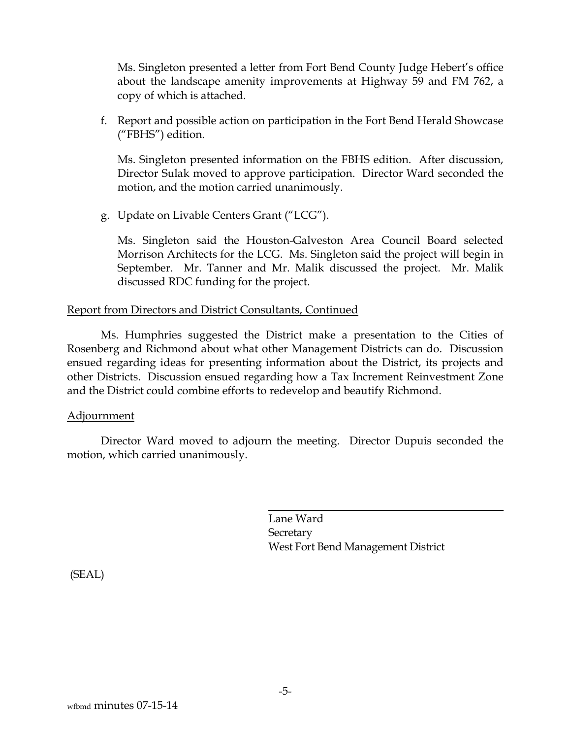Ms. Singleton presented a letter from Fort Bend County Judge Hebert's office about the landscape amenity improvements at Highway 59 and FM 762, a copy of which is attached.

f. Report and possible action on participation in the Fort Bend Herald Showcase ("FBHS") edition.

   Ms. Singleton presented information on the FBHS edition. After discussion, Director Sulak moved to approve participation. Director Ward seconded the motion, and the motion carried unanimously.

g. Update on Livable Centers Grant ("LCG").

   Ms. Singleton said the Houston-Galveston Area Council Board selected Morrison Architects for the LCG. Ms. Singleton said the project will begin in September. Mr. Tanner and Mr. Malik discussed the project. Mr. Malik discussed RDC funding for the project.

<u>Report from Directors and District Consultants, Continued</u>

Ms. Humphries suggested the District make a presentation to the Cities of Rosenberg and Richmond about what other Management Districts can do. Discussion ensued regarding ideas for presenting information about the District, its projects and other Districts. Discussion ensued regarding how a Tax Increment Reinvestment Zone and the District could combine efforts to redevelop and beautify Richmond.

<u>Adjournment</u>

Director Ward moved to adjourn the meeting. Director Dupuis seconded the motion, which carried unanimously.

Lane Ward
Secretary
West Fort Bend Management District

(SEAL)

wfbmd minutes 07-15-14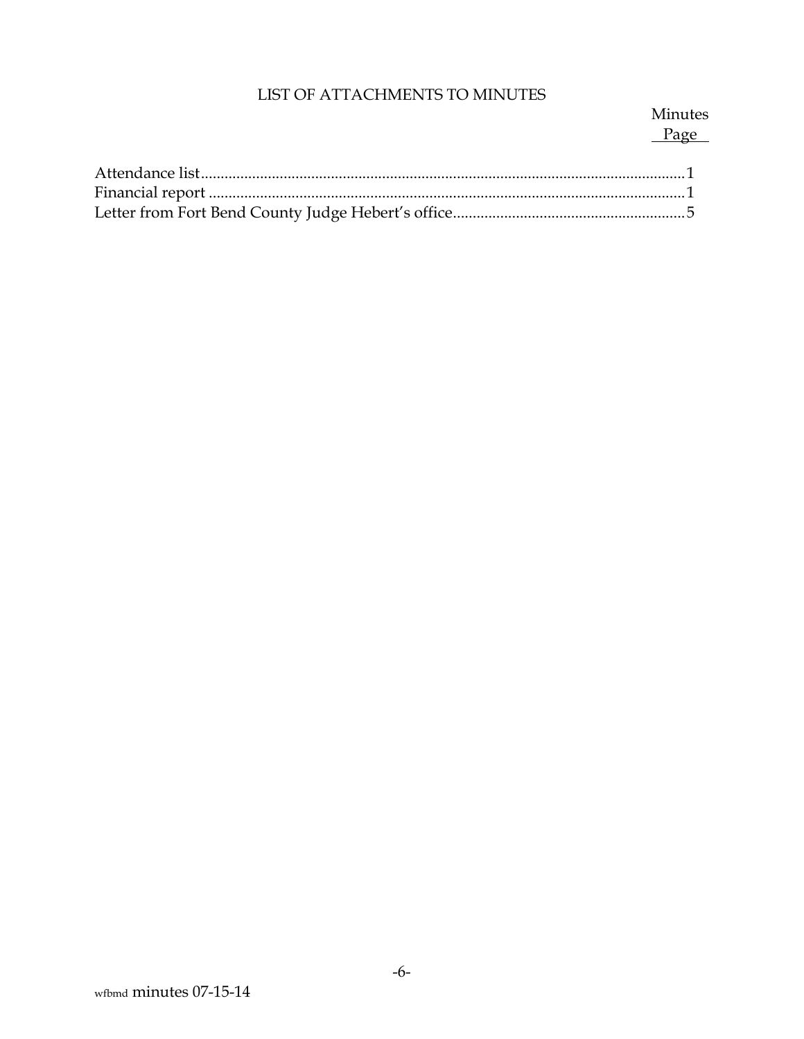# LIST OF ATTACHMENTS TO MINUTES

| | Minutes Page |
|---|---|
| Attendance list | 1 |
| Financial report | 1 |
| Letter from Fort Bend County Judge Hebert's office | 5 |